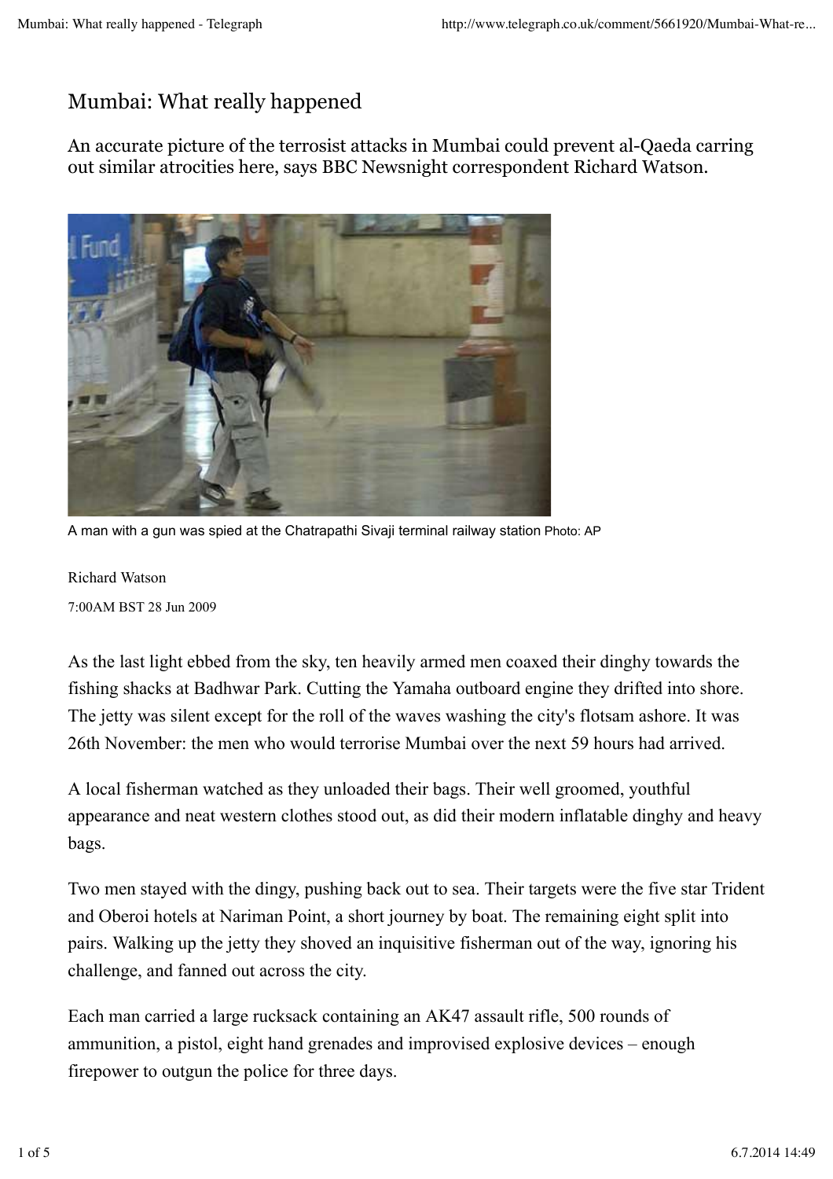# Mumbai: What really happened

An accurate picture of the terrosist attacks in Mumbai could prevent al-Qaeda carring out similar atrocities here, says BBC Newsnight correspondent Richard Watson.

A man with a gun was spied at the Chatrapathi Sivaji terminal railway station Photo: AP

Richard Watson

7:00AM BST 28 Jun 2009

As the last light ebbed from the sky, ten heavily armed men coaxed their dinghy towards the fishing shacks at Badhwar Park. Cutting the Yamaha outboard engine they drifted into shore. The jetty was silent except for the roll of the waves washing the city's flotsam ashore. It was 26th November: the men who would terrorise Mumbai over the next 59 hours had arrived.

A local fisherman watched as they unloaded their bags. Their well groomed, youthful appearance and neat western clothes stood out, as did their modern inflatable dinghy and heavy bags.

Two men stayed with the dingy, pushing back out to sea. Their targets were the five star Trident and Oberoi hotels at Nariman Point, a short journey by boat. The remaining eight split into pairs. Walking up the jetty they shoved an inquisitive fisherman out of the way, ignoring his challenge, and fanned out across the city.

Each man carried a large rucksack containing an AK47 assault rifle, 500 rounds of ammunition, a pistol, eight hand grenades and improvised explosive devices – enough firepower to outgun the police for three days.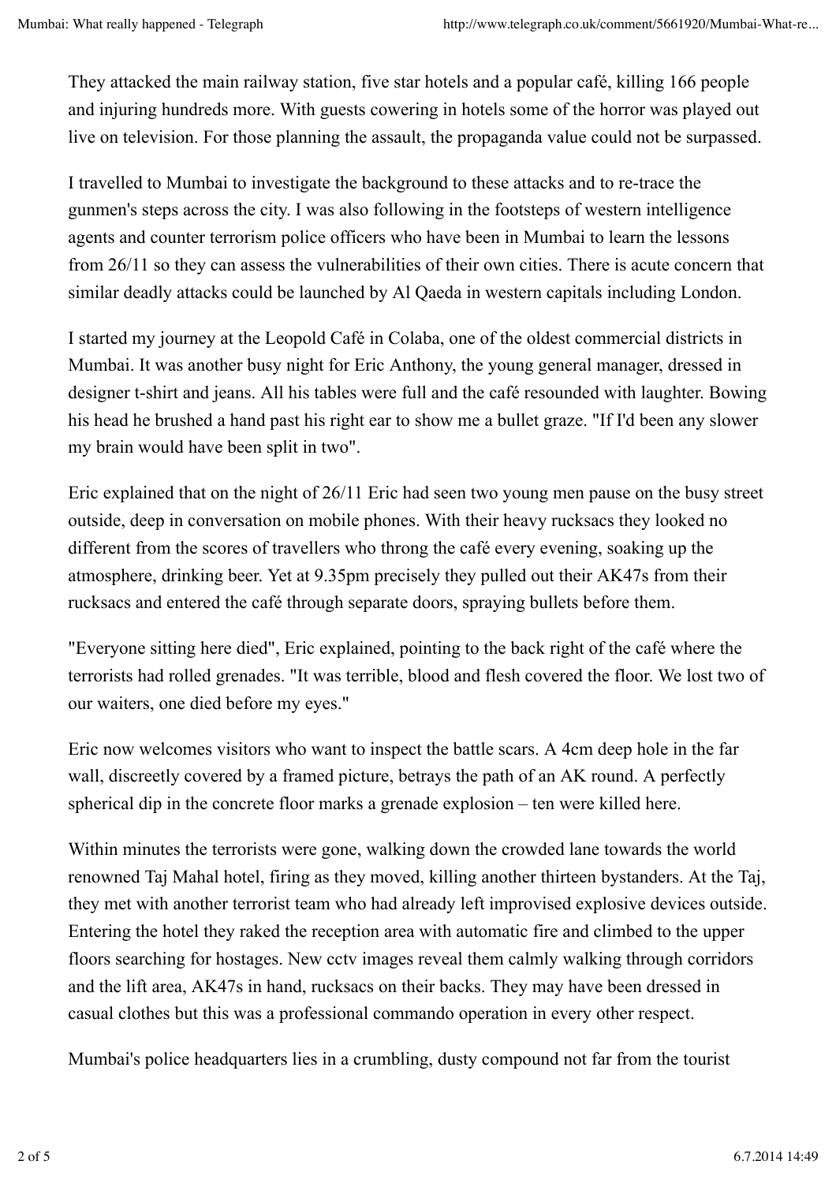They attacked the main railway station, five star hotels and a popular café, killing 166 people and injuring hundreds more. With guests cowering in hotels some of the horror was played out live on television. For those planning the assault, the propaganda value could not be surpassed.

I travelled to Mumbai to investigate the background to these attacks and to re-trace the gunmen's steps across the city. I was also following in the footsteps of western intelligence agents and counter terrorism police officers who have been in Mumbai to learn the lessons from 26/11 so they can assess the vulnerabilities of their own cities. There is acute concern that similar deadly attacks could be launched by Al Qaeda in western capitals including London.

I started my journey at the Leopold Café in Colaba, one of the oldest commercial districts in Mumbai. It was another busy night for Eric Anthony, the young general manager, dressed in designer t-shirt and jeans. All his tables were full and the café resounded with laughter. Bowing his head he brushed a hand past his right ear to show me a bullet graze. "If I'd been any slower my brain would have been split in two".

Eric explained that on the night of 26/11 Eric had seen two young men pause on the busy street outside, deep in conversation on mobile phones. With their heavy rucksacs they looked no different from the scores of travellers who throng the café every evening, soaking up the atmosphere, drinking beer. Yet at 9.35pm precisely they pulled out their AK47s from their rucksacs and entered the café through separate doors, spraying bullets before them.

"Everyone sitting here died", Eric explained, pointing to the back right of the café where the terrorists had rolled grenades. "It was terrible, blood and flesh covered the floor. We lost two of our waiters, one died before my eyes."

Eric now welcomes visitors who want to inspect the battle scars. A 4cm deep hole in the far wall, discreetly covered by a framed picture, betrays the path of an AK round. A perfectly spherical dip in the concrete floor marks a grenade explosion – ten were killed here.

Within minutes the terrorists were gone, walking down the crowded lane towards the world renowned Taj Mahal hotel, firing as they moved, killing another thirteen bystanders. At the Taj, they met with another terrorist team who had already left improvised explosive devices outside. Entering the hotel they raked the reception area with automatic fire and climbed to the upper floors searching for hostages. New cctv images reveal them calmly walking through corridors and the lift area, AK47s in hand, rucksacs on their backs. They may have been dressed in casual clothes but this was a professional commando operation in every other respect.

Mumbai's police headquarters lies in a crumbling, dusty compound not far from the tourist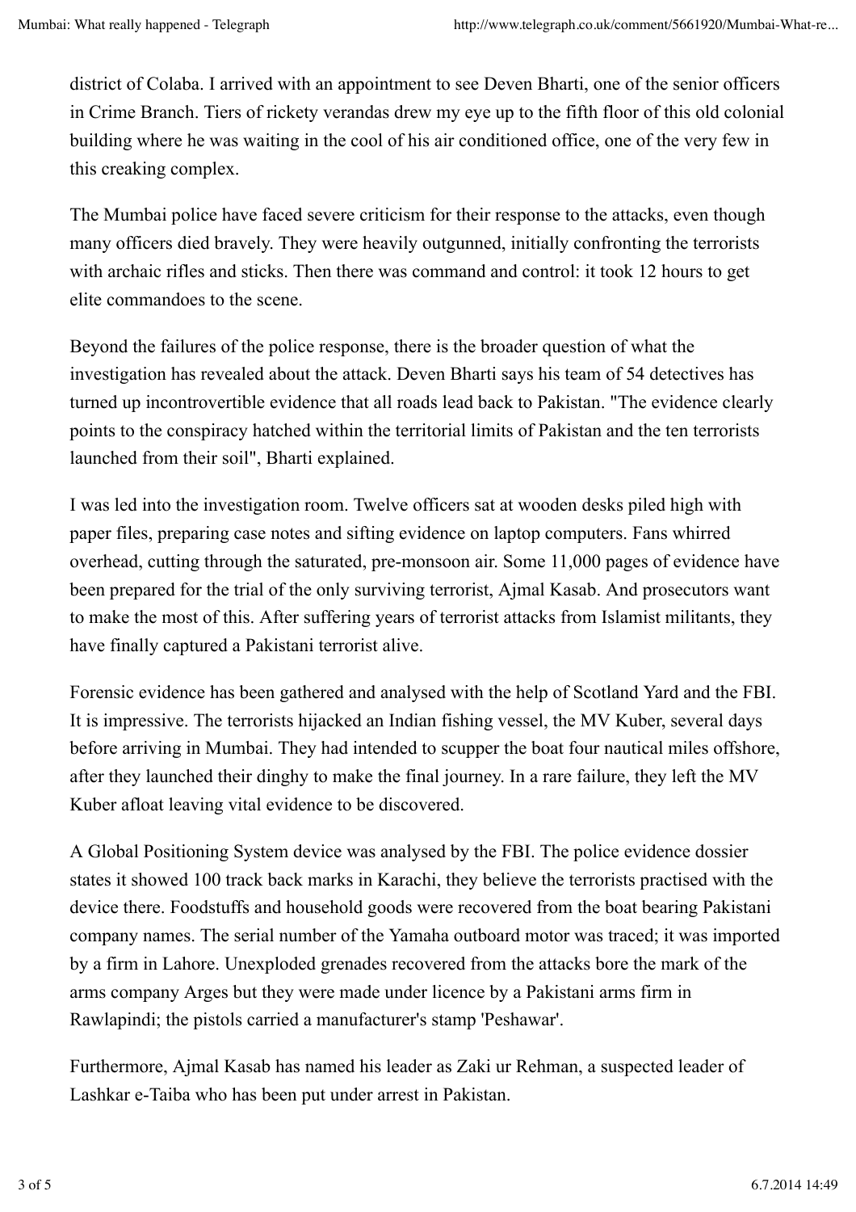district of Colaba. I arrived with an appointment to see Deven Bharti, one of the senior officers in Crime Branch. Tiers of rickety verandas drew my eye up to the fifth floor of this old colonial building where he was waiting in the cool of his air conditioned office, one of the very few in this creaking complex.

The Mumbai police have faced severe criticism for their response to the attacks, even though many officers died bravely. They were heavily outgunned, initially confronting the terrorists with archaic rifles and sticks. Then there was command and control: it took 12 hours to get elite commandoes to the scene.

Beyond the failures of the police response, there is the broader question of what the investigation has revealed about the attack. Deven Bharti says his team of 54 detectives has turned up incontrovertible evidence that all roads lead back to Pakistan. "The evidence clearly points to the conspiracy hatched within the territorial limits of Pakistan and the ten terrorists launched from their soil", Bharti explained.

I was led into the investigation room. Twelve officers sat at wooden desks piled high with paper files, preparing case notes and sifting evidence on laptop computers. Fans whirred overhead, cutting through the saturated, pre-monsoon air. Some 11,000 pages of evidence have been prepared for the trial of the only surviving terrorist, Ajmal Kasab. And prosecutors want to make the most of this. After suffering years of terrorist attacks from Islamist militants, they have finally captured a Pakistani terrorist alive.

Forensic evidence has been gathered and analysed with the help of Scotland Yard and the FBI. It is impressive. The terrorists hijacked an Indian fishing vessel, the MV Kuber, several days before arriving in Mumbai. They had intended to scupper the boat four nautical miles offshore, after they launched their dinghy to make the final journey. In a rare failure, they left the MV Kuber afloat leaving vital evidence to be discovered.

A Global Positioning System device was analysed by the FBI. The police evidence dossier states it showed 100 track back marks in Karachi, they believe the terrorists practised with the device there. Foodstuffs and household goods were recovered from the boat bearing Pakistani company names. The serial number of the Yamaha outboard motor was traced; it was imported by a firm in Lahore. Unexploded grenades recovered from the attacks bore the mark of the arms company Arges but they were made under licence by a Pakistani arms firm in Rawlapindi; the pistols carried a manufacturer's stamp 'Peshawar'.

Furthermore, Ajmal Kasab has named his leader as Zaki ur Rehman, a suspected leader of Lashkar e-Taiba who has been put under arrest in Pakistan.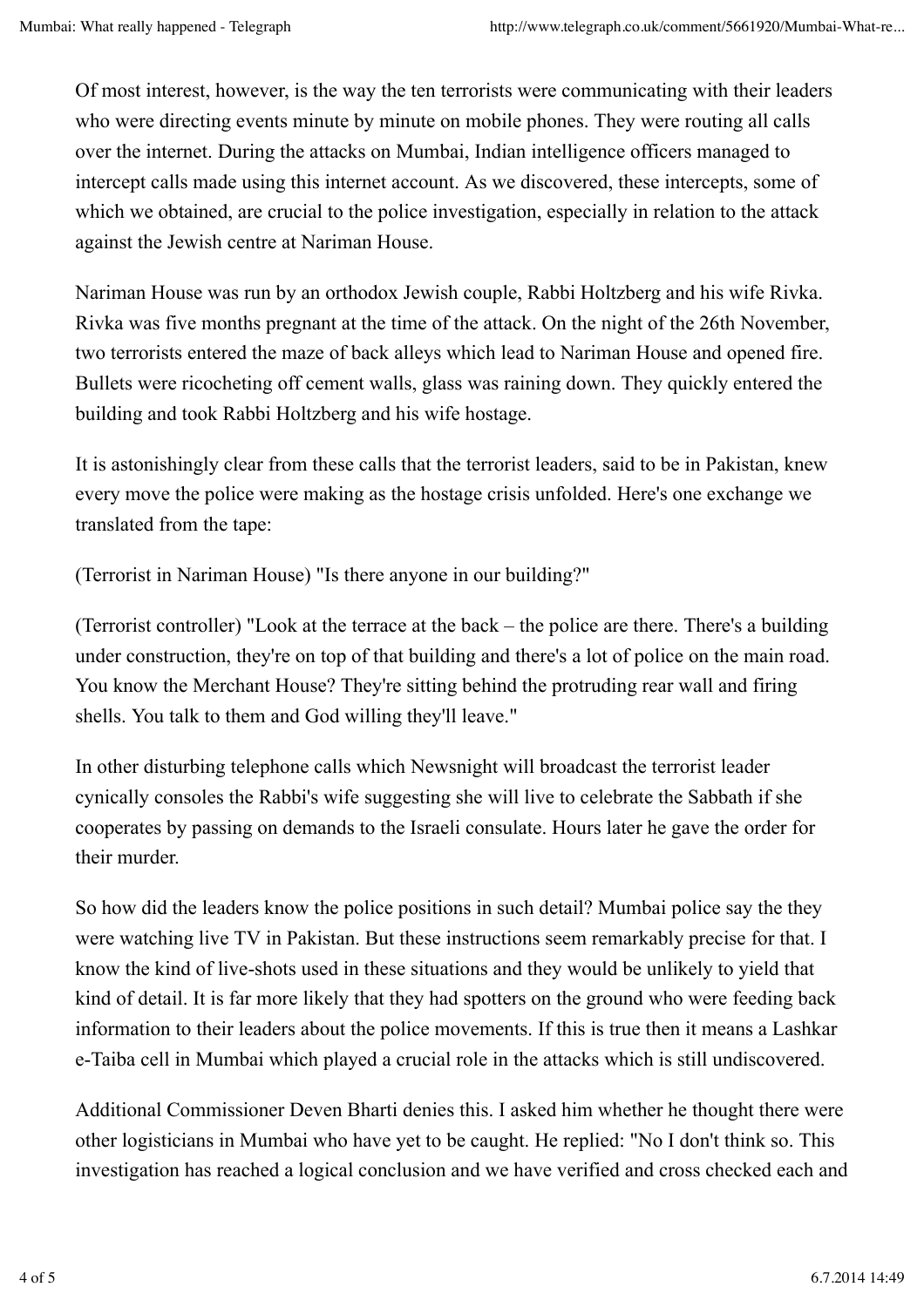Of most interest, however, is the way the ten terrorists were communicating with their leaders who were directing events minute by minute on mobile phones. They were routing all calls over the internet. During the attacks on Mumbai, Indian intelligence officers managed to intercept calls made using this internet account. As we discovered, these intercepts, some of which we obtained, are crucial to the police investigation, especially in relation to the attack against the Jewish centre at Nariman House.

Nariman House was run by an orthodox Jewish couple, Rabbi Holtzberg and his wife Rivka. Rivka was five months pregnant at the time of the attack. On the night of the 26th November, two terrorists entered the maze of back alleys which lead to Nariman House and opened fire. Bullets were ricocheting off cement walls, glass was raining down. They quickly entered the building and took Rabbi Holtzberg and his wife hostage.

It is astonishingly clear from these calls that the terrorist leaders, said to be in Pakistan, knew every move the police were making as the hostage crisis unfolded. Here's one exchange we translated from the tape:

(Terrorist in Nariman House) "Is there anyone in our building?"

(Terrorist controller) "Look at the terrace at the back – the police are there. There's a building under construction, they're on top of that building and there's a lot of police on the main road. You know the Merchant House? They're sitting behind the protruding rear wall and firing shells. You talk to them and God willing they'll leave."

In other disturbing telephone calls which Newsnight will broadcast the terrorist leader cynically consoles the Rabbi's wife suggesting she will live to celebrate the Sabbath if she cooperates by passing on demands to the Israeli consulate. Hours later he gave the order for their murder.

So how did the leaders know the police positions in such detail? Mumbai police say the they were watching live TV in Pakistan. But these instructions seem remarkably precise for that. I know the kind of live-shots used in these situations and they would be unlikely to yield that kind of detail. It is far more likely that they had spotters on the ground who were feeding back information to their leaders about the police movements. If this is true then it means a Lashkar e-Taiba cell in Mumbai which played a crucial role in the attacks which is still undiscovered.

Additional Commissioner Deven Bharti denies this. I asked him whether he thought there were other logisticians in Mumbai who have yet to be caught. He replied: "No I don't think so. This investigation has reached a logical conclusion and we have verified and cross checked each and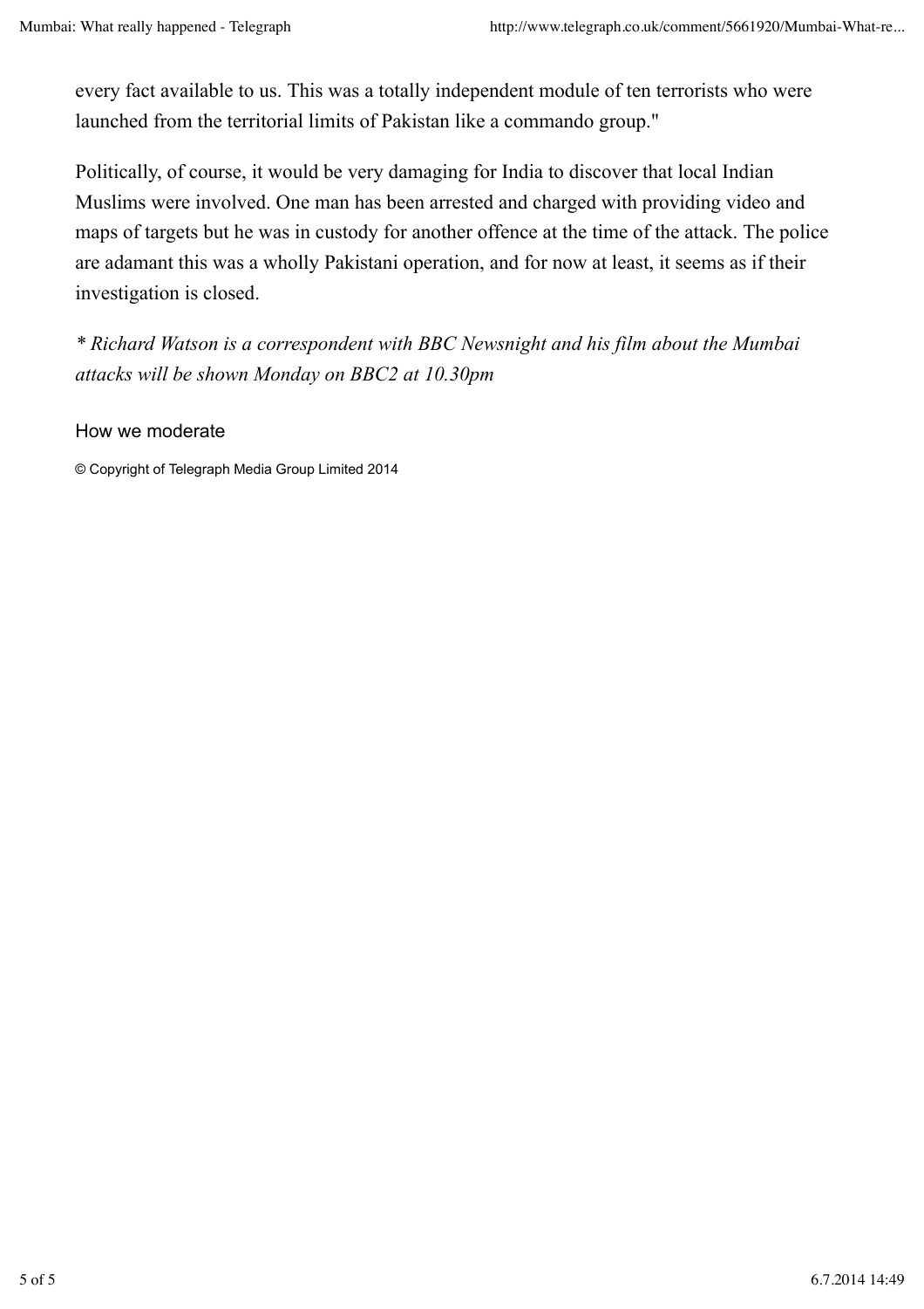every fact available to us. This was a totally independent module of ten terrorists who were launched from the territorial limits of Pakistan like a commando group."

Politically, of course, it would be very damaging for India to discover that local Indian Muslims were involved. One man has been arrested and charged with providing video and maps of targets but he was in custody for another offence at the time of the attack. The police are adamant this was a wholly Pakistani operation, and for now at least, it seems as if their investigation is closed.

*\* Richard Watson is a correspondent with BBC Newsnight and his film about the Mumbai attacks will be shown Monday on BBC2 at 10.30pm*

How we moderate

© Copyright of Telegraph Media Group Limited 2014